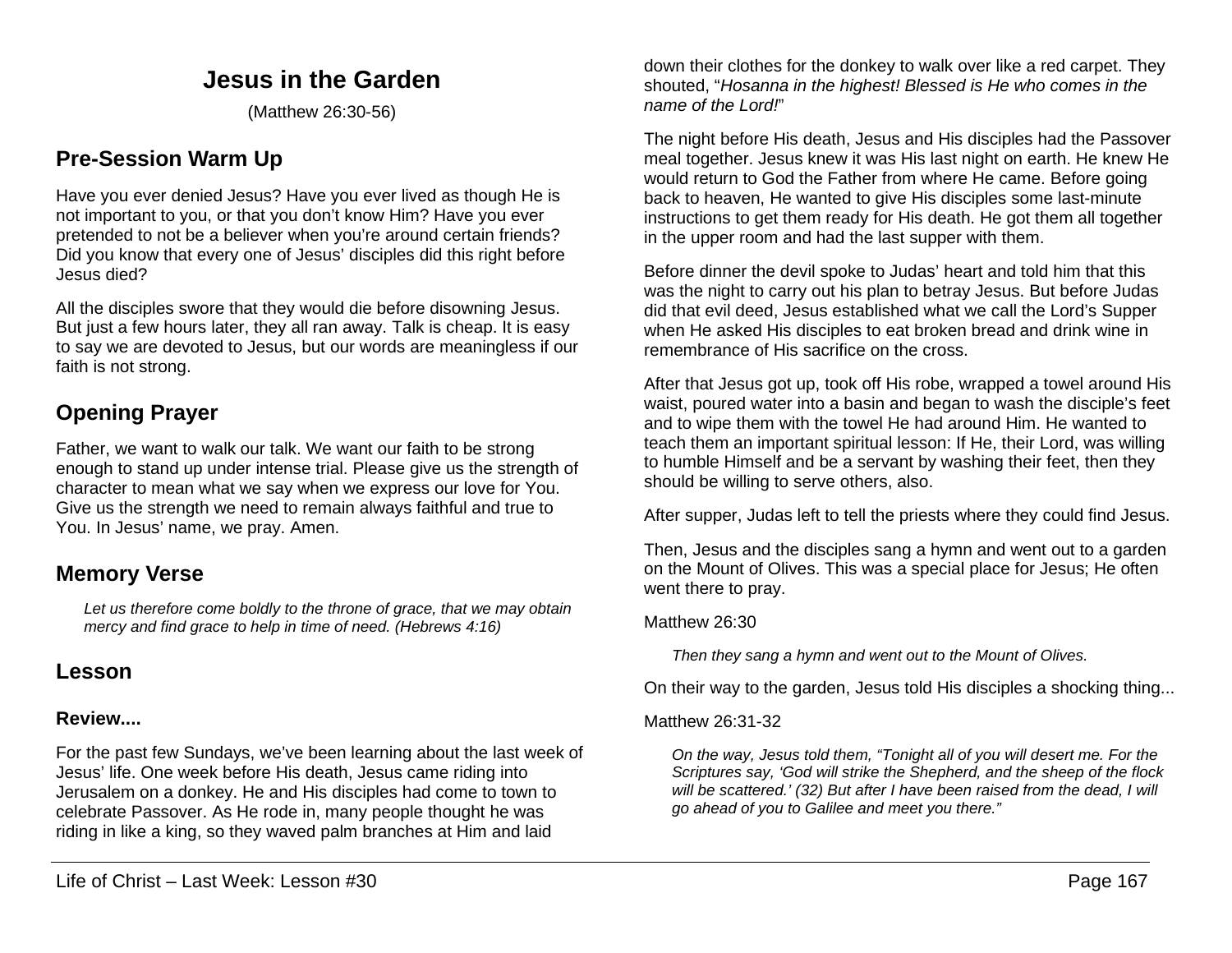# Jesus in the Garden

(Matthew 26:30-56)

## Pre-Session Warm Up

Have you ever denied Jesus? Have you ever lived as though He is not important to you, or that you don't know Him? Have you ever pretended to not be a believer when you're around certain friends? Did you know that every one of Jesus' disciples did this right before Jesus died?

All the disciples swore that they would die before disowning Jesus. But just a few hours later, they all ran away. Talk is cheap. It is easy to say we are devoted to Jesus, but our words are meaningless if our faith is not strong.

## Opening Prayer

Father, we want to walk our talk. We want our faith to be strong enough to stand up under intense trial. Please give us the strength of character to mean what we say when we express our love for You. Give us the strength we need to remain always faithful and true to You. In Jesus' name, we pray. Amen.

## Memory Verse

> *Let us therefore come boldly to the throne of grace, that we may obtain mercy and find grace to help in time of need. (Hebrews 4:16)*

## Lesson

### Review....

For the past few Sundays, we've been learning about the last week of Jesus' life. One week before His death, Jesus came riding into Jerusalem on a donkey. He and His disciples had come to town to celebrate Passover. As He rode in, many people thought he was riding in like a king, so they waved palm branches at Him and laid down their clothes for the donkey to walk over like a red carpet. They shouted, "*Hosanna in the highest! Blessed is He who comes in the name of the Lord!*"

The night before His death, Jesus and His disciples had the Passover meal together. Jesus knew it was His last night on earth. He knew He would return to God the Father from where He came. Before going back to heaven, He wanted to give His disciples some last-minute instructions to get them ready for His death. He got them all together in the upper room and had the last supper with them.

Before dinner the devil spoke to Judas' heart and told him that this was the night to carry out his plan to betray Jesus. But before Judas did that evil deed, Jesus established what we call the Lord's Supper when He asked His disciples to eat broken bread and drink wine in remembrance of His sacrifice on the cross.

After that Jesus got up, took off His robe, wrapped a towel around His waist, poured water into a basin and began to wash the disciple's feet and to wipe them with the towel He had around Him. He wanted to teach them an important spiritual lesson: If He, their Lord, was willing to humble Himself and be a servant by washing their feet, then they should be willing to serve others, also.

After supper, Judas left to tell the priests where they could find Jesus.

Then, Jesus and the disciples sang a hymn and went out to a garden on the Mount of Olives. This was a special place for Jesus; He often went there to pray.

Matthew 26:30

> *Then they sang a hymn and went out to the Mount of Olives.*

On their way to the garden, Jesus told His disciples a shocking thing...

Matthew 26:31-32

> *On the way, Jesus told them, "Tonight all of you will desert me. For the Scriptures say, 'God will strike the Shepherd, and the sheep of the flock will be scattered.' (32) But after I have been raised from the dead, I will go ahead of you to Galilee and meet you there."*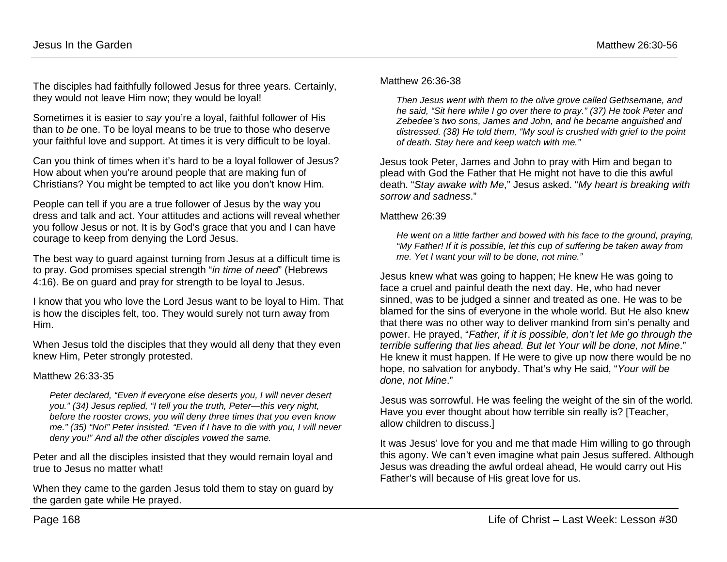The disciples had faithfully followed Jesus for three years. Certainly, they would not leave Him now; they would be loyal!

Sometimes it is easier to *say* you're a loyal, faithful follower of His than to *be* one. To be loyal means to be true to those who deserve your faithful love and support. At times it is very difficult to be loyal.

Can you think of times when it's hard to be a loyal follower of Jesus? How about when you're around people that are making fun of Christians? You might be tempted to act like you don't know Him.

People can tell if you are a true follower of Jesus by the way you dress and talk and act. Your attitudes and actions will reveal whether you follow Jesus or not. It is by God's grace that you and I can have courage to keep from denying the Lord Jesus.

The best way to guard against turning from Jesus at a difficult time is to pray. God promises special strength "*in time of need*" (Hebrews 4:16). Be on guard and pray for strength to be loyal to Jesus.

I know that you who love the Lord Jesus want to be loyal to Him. That is how the disciples felt, too. They would surely not turn away from Him.

When Jesus told the disciples that they would all deny that they even knew Him, Peter strongly protested.

Matthew 26:33-35

> *Peter declared, "Even if everyone else deserts you, I will never desert you." (34) Jesus replied, "I tell you the truth, Peter—this very night, before the rooster crows, you will deny three times that you even know me." (35) "No!" Peter insisted. "Even if I have to die with you, I will never deny you!" And all the other disciples vowed the same.*

Peter and all the disciples insisted that they would remain loyal and true to Jesus no matter what!

When they came to the garden Jesus told them to stay on guard by the garden gate while He prayed.

Matthew 26:36-38

> *Then Jesus went with them to the olive grove called Gethsemane, and he said, "Sit here while I go over there to pray." (37) He took Peter and Zebedee's two sons, James and John, and he became anguished and distressed. (38) He told them, "My soul is crushed with grief to the point of death. Stay here and keep watch with me."*

Jesus took Peter, James and John to pray with Him and began to plead with God the Father that He might not have to die this awful death. "*Stay awake with Me*," Jesus asked. "*My heart is breaking with sorrow and sadness*."

Matthew 26:39

> *He went on a little farther and bowed with his face to the ground, praying, "My Father! If it is possible, let this cup of suffering be taken away from me. Yet I want your will to be done, not mine."*

Jesus knew what was going to happen; He knew He was going to face a cruel and painful death the next day. He, who had never sinned, was to be judged a sinner and treated as one. He was to be blamed for the sins of everyone in the whole world. But He also knew that there was no other way to deliver mankind from sin's penalty and power. He prayed, "*Father, if it is possible, don't let Me go through the terrible suffering that lies ahead. But let Your will be done, not Mine*." He knew it must happen. If He were to give up now there would be no hope, no salvation for anybody. That's why He said, "*Your will be done, not Mine*."

Jesus was sorrowful. He was feeling the weight of the sin of the world. Have you ever thought about how terrible sin really is? [Teacher, allow children to discuss.]

It was Jesus' love for you and me that made Him willing to go through this agony. We can't even imagine what pain Jesus suffered. Although Jesus was dreading the awful ordeal ahead, He would carry out His Father's will because of His great love for us.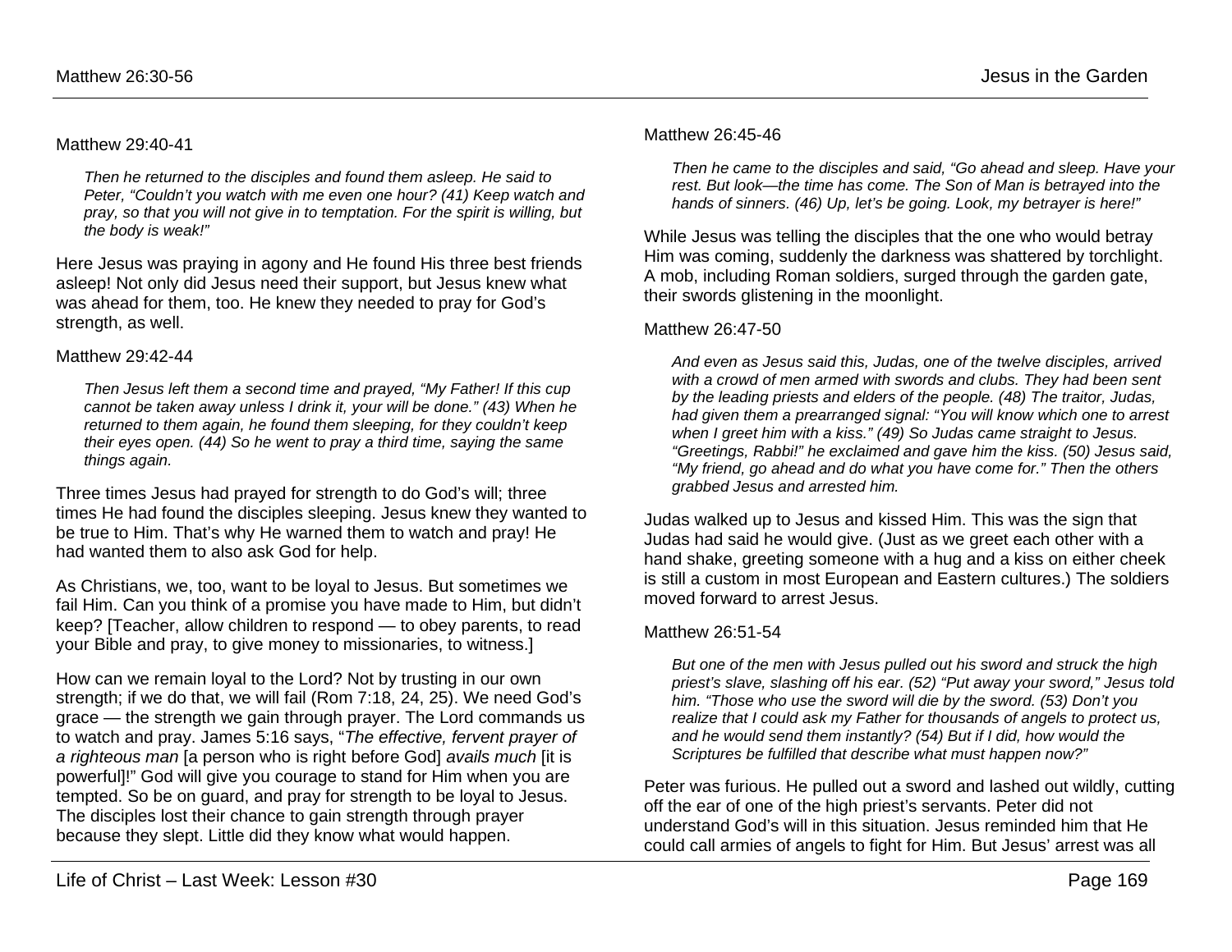Matthew 29:40-41

> *Then he returned to the disciples and found them asleep. He said to Peter, "Couldn't you watch with me even one hour? (41) Keep watch and pray, so that you will not give in to temptation. For the spirit is willing, but the body is weak!"*

Here Jesus was praying in agony and He found His three best friends asleep! Not only did Jesus need their support, but Jesus knew what was ahead for them, too. He knew they needed to pray for God's strength, as well.

Matthew 29:42-44

> *Then Jesus left them a second time and prayed, "My Father! If this cup cannot be taken away unless I drink it, your will be done." (43) When he returned to them again, he found them sleeping, for they couldn't keep their eyes open. (44) So he went to pray a third time, saying the same things again.*

Three times Jesus had prayed for strength to do God's will; three times He had found the disciples sleeping. Jesus knew they wanted to be true to Him. That's why He warned them to watch and pray! He had wanted them to also ask God for help.

As Christians, we, too, want to be loyal to Jesus. But sometimes we fail Him. Can you think of a promise you have made to Him, but didn't keep? [Teacher, allow children to respond — to obey parents, to read your Bible and pray, to give money to missionaries, to witness.]

How can we remain loyal to the Lord? Not by trusting in our own strength; if we do that, we will fail (Rom 7:18, 24, 25). We need God's grace — the strength we gain through prayer. The Lord commands us to watch and pray. James 5:16 says, "*The effective, fervent prayer of a righteous man* [a person who is right before God] *avails much* [it is powerful]!" God will give you courage to stand for Him when you are tempted. So be on guard, and pray for strength to be loyal to Jesus. The disciples lost their chance to gain strength through prayer because they slept. Little did they know what would happen.

Matthew 26:45-46

> *Then he came to the disciples and said, "Go ahead and sleep. Have your rest. But look—the time has come. The Son of Man is betrayed into the hands of sinners. (46) Up, let's be going. Look, my betrayer is here!"*

While Jesus was telling the disciples that the one who would betray Him was coming, suddenly the darkness was shattered by torchlight. A mob, including Roman soldiers, surged through the garden gate, their swords glistening in the moonlight.

Matthew 26:47-50

> *And even as Jesus said this, Judas, one of the twelve disciples, arrived with a crowd of men armed with swords and clubs. They had been sent by the leading priests and elders of the people. (48) The traitor, Judas, had given them a prearranged signal: "You will know which one to arrest when I greet him with a kiss." (49) So Judas came straight to Jesus. "Greetings, Rabbi!" he exclaimed and gave him the kiss. (50) Jesus said, "My friend, go ahead and do what you have come for." Then the others grabbed Jesus and arrested him.*

Judas walked up to Jesus and kissed Him. This was the sign that Judas had said he would give. (Just as we greet each other with a hand shake, greeting someone with a hug and a kiss on either cheek is still a custom in most European and Eastern cultures.) The soldiers moved forward to arrest Jesus.

Matthew 26:51-54

> *But one of the men with Jesus pulled out his sword and struck the high priest's slave, slashing off his ear. (52) "Put away your sword," Jesus told him. "Those who use the sword will die by the sword. (53) Don't you realize that I could ask my Father for thousands of angels to protect us, and he would send them instantly? (54) But if I did, how would the Scriptures be fulfilled that describe what must happen now?"*

Peter was furious. He pulled out a sword and lashed out wildly, cutting off the ear of one of the high priest's servants. Peter did not understand God's will in this situation. Jesus reminded him that He could call armies of angels to fight for Him. But Jesus' arrest was all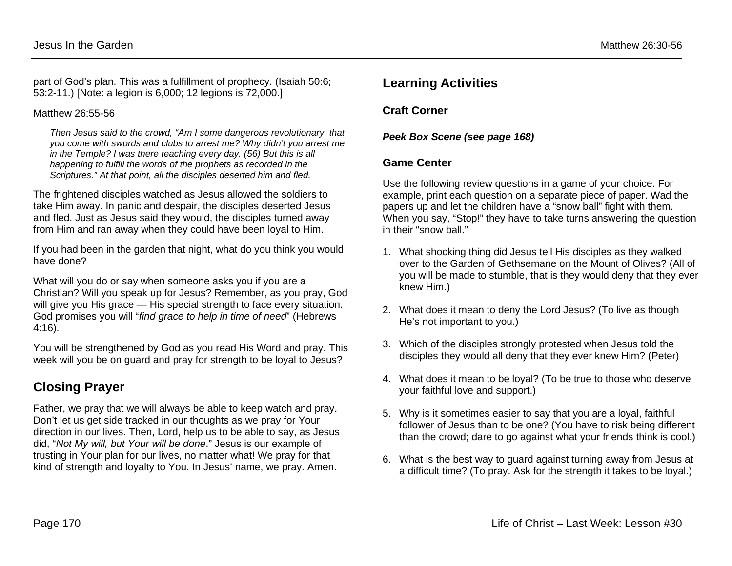part of God's plan. This was a fulfillment of prophecy. (Isaiah 50:6; 53:2-11.) [Note: a legion is 6,000; 12 legions is 72,000.]

Matthew 26:55-56

> *Then Jesus said to the crowd, "Am I some dangerous revolutionary, that you come with swords and clubs to arrest me? Why didn't you arrest me in the Temple? I was there teaching every day. (56) But this is all happening to fulfill the words of the prophets as recorded in the Scriptures." At that point, all the disciples deserted him and fled.*

The frightened disciples watched as Jesus allowed the soldiers to take Him away. In panic and despair, the disciples deserted Jesus and fled. Just as Jesus said they would, the disciples turned away from Him and ran away when they could have been loyal to Him.

If you had been in the garden that night, what do you think you would have done?

What will you do or say when someone asks you if you are a Christian? Will you speak up for Jesus? Remember, as you pray, God will give you His grace — His special strength to face every situation. God promises you will "*find grace to help in time of need*" (Hebrews 4:16).

You will be strengthened by God as you read His Word and pray. This week will you be on guard and pray for strength to be loyal to Jesus?

## Closing Prayer

Father, we pray that we will always be able to keep watch and pray. Don't let us get side tracked in our thoughts as we pray for Your direction in our lives. Then, Lord, help us to be able to say, as Jesus did, "*Not My will, but Your will be done*." Jesus is our example of trusting in Your plan for our lives, no matter what! We pray for that kind of strength and loyalty to You. In Jesus' name, we pray. Amen.

## Learning Activities

### Craft Corner

***Peek Box Scene (see page 168)***

### Game Center

Use the following review questions in a game of your choice. For example, print each question on a separate piece of paper. Wad the papers up and let the children have a "snow ball" fight with them. When you say, "Stop!" they have to take turns answering the question in their "snow ball."

1. What shocking thing did Jesus tell His disciples as they walked over to the Garden of Gethsemane on the Mount of Olives? (All of you will be made to stumble, that is they would deny that they ever knew Him.)
2. What does it mean to deny the Lord Jesus? (To live as though He's not important to you.)
3. Which of the disciples strongly protested when Jesus told the disciples they would all deny that they ever knew Him? (Peter)
4. What does it mean to be loyal? (To be true to those who deserve your faithful love and support.)
5. Why is it sometimes easier to say that you are a loyal, faithful follower of Jesus than to be one? (You have to risk being different than the crowd; dare to go against what your friends think is cool.)
6. What is the best way to guard against turning away from Jesus at a difficult time? (To pray. Ask for the strength it takes to be loyal.)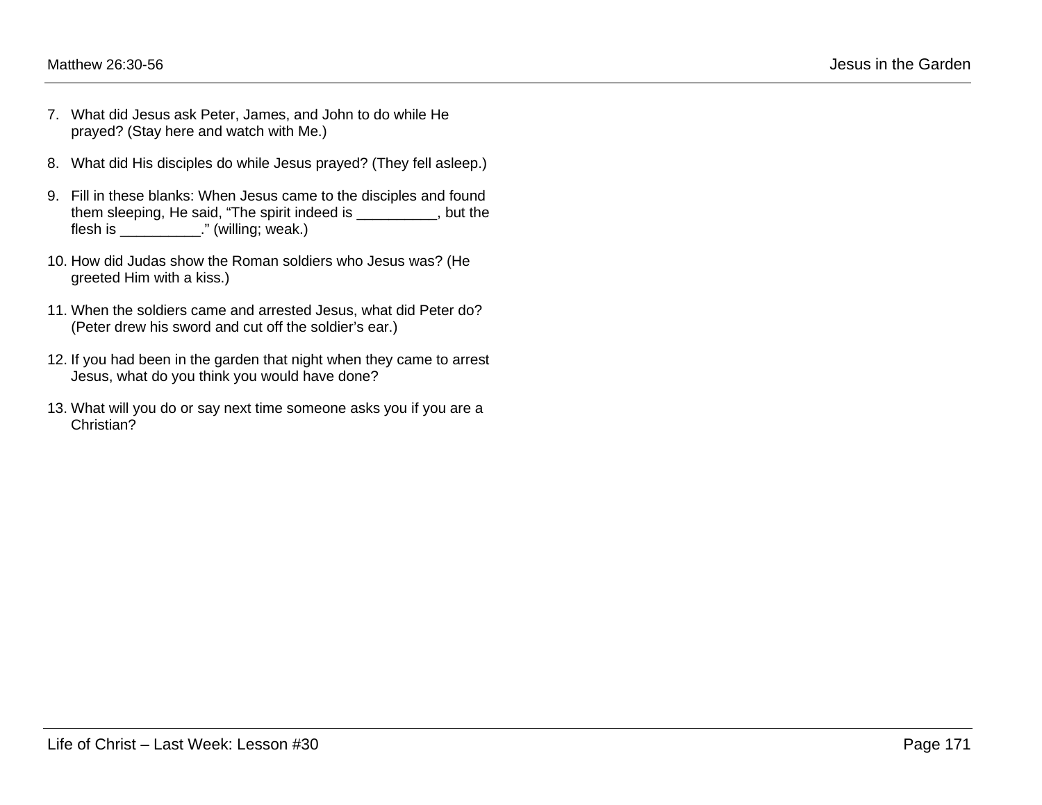7. What did Jesus ask Peter, James, and John to do while He prayed? (Stay here and watch with Me.)

8. What did His disciples do while Jesus prayed? (They fell asleep.)

9. Fill in these blanks: When Jesus came to the disciples and found them sleeping, He said, “The spirit indeed is __________, but the flesh is __________.” (willing; weak.)

10. How did Judas show the Roman soldiers who Jesus was? (He greeted Him with a kiss.)

11. When the soldiers came and arrested Jesus, what did Peter do? (Peter drew his sword and cut off the soldier’s ear.)

12. If you had been in the garden that night when they came to arrest Jesus, what do you think you would have done?

13. What will you do or say next time someone asks you if you are a Christian?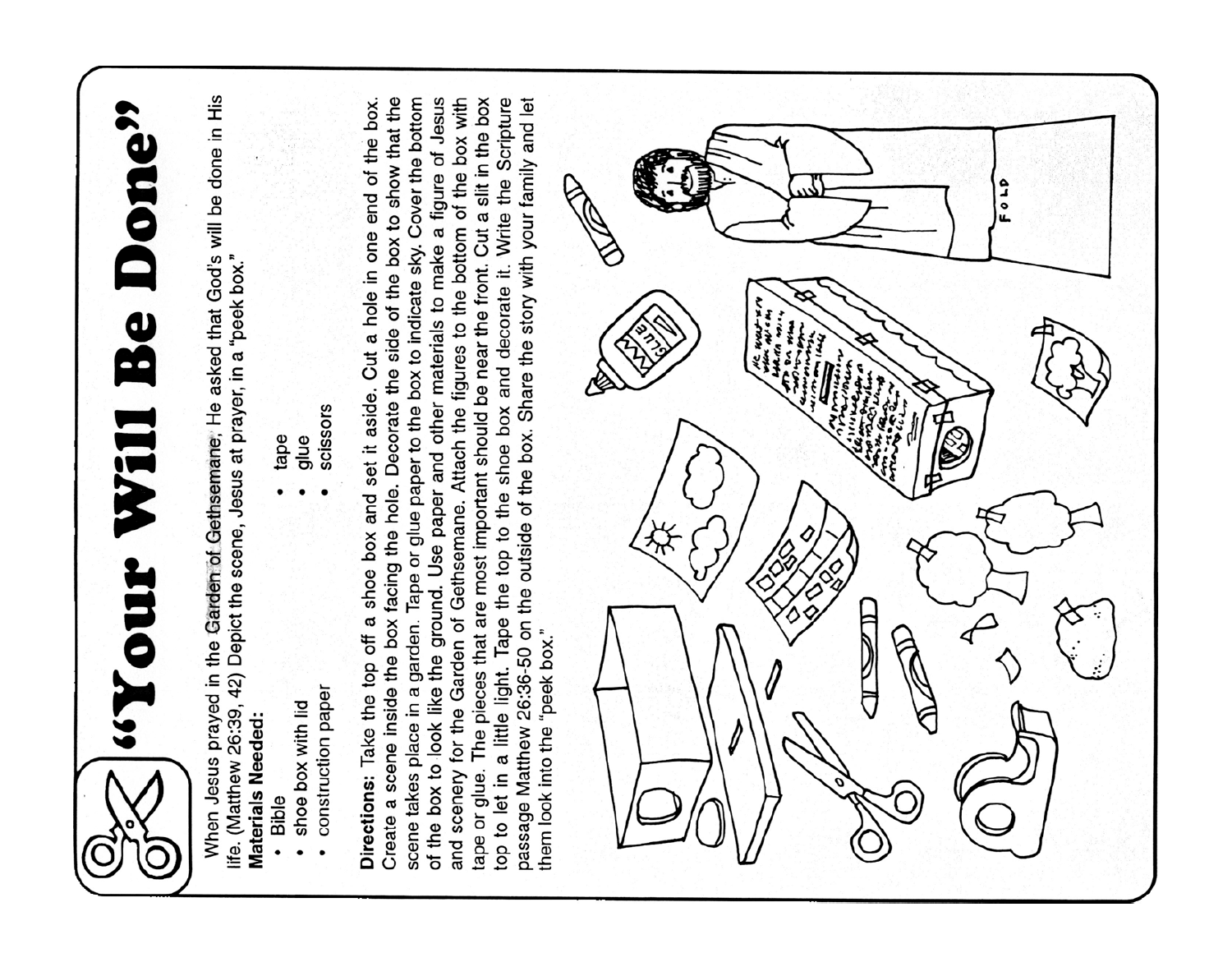# "Your Will Be Done"

When Jesus prayed in the Garden of Gethsemane, He asked that God's will be done in His life. (Matthew 26:39, 42) Depict the scene, Jesus at prayer, in a "peek box."

**Materials Needed:**

- Bible
- shoe box with lid
- construction paper
- tape
- glue
- scissors

**Directions:** Take the top off a shoe box and set it aside. Cut a hole in one end of the box. Create a scene inside the box facing the hole. Decorate the side of the box to show that the scene takes place in a garden. Tape or glue paper to the box to indicate sky. Cover the bottom of the box to look like the ground. Use paper and other materials to make a figure of Jesus and scenery for the Garden of Gethsemane. Attach the figures to the bottom of the box with tape or glue. The pieces that are most important should be near the front. Cut a slit in the box top to let in a little light. Tape the top to the shoe box and decorate it. Write the Scripture passage Matthew 26:36-50 on the outside of the box. Share the story with your family and let them look into the "peek box."